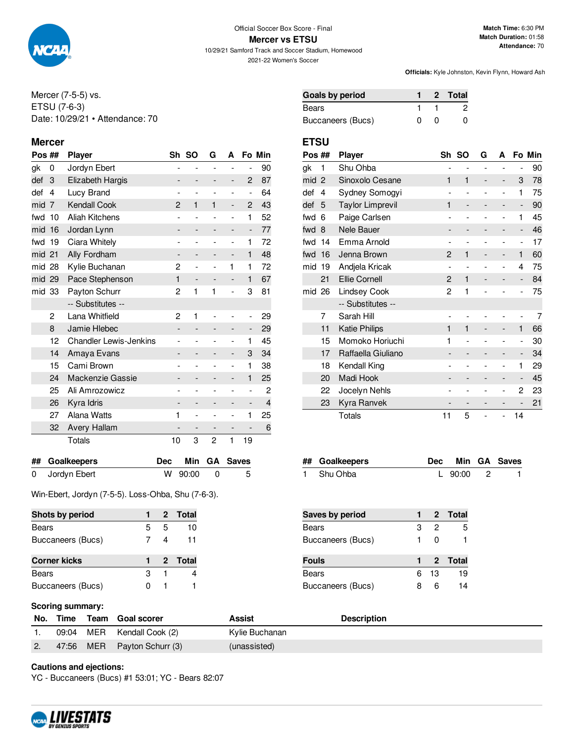Official Soccer Box Score - Final

# Mercer vs ETSU

10/29/21 Samford Track and Soccer Stadium, Homewood

2021-22 Women's Soccer

**Match Time:** 6:30 PM
**Match Duration:** 01:58
**Attendance:** 70

**Officials:** Kyle Johnston, Kevin Flynn, Howard Ash

Mercer (7-5-5) vs.
ETSU (7-6-3)
Date: 10/29/21 • Attendance: 70

| Goals by period | 1 | 2 | Total |
|---|---|---|---|
| Bears | 1 | 1 | 2 |
| Buccaneers (Bucs) | 0 | 0 | 0 |

## Mercer

| Pos | ## | Player | Sh | SO | G | A | Fo | Min |
|---|---|---|---|---|---|---|---|---|
| gk | 0 | Jordyn Ebert | - | - | - | - | - | 90 |
| def | 3 | Elizabeth Hargis | - | - | - | - | 2 | 87 |
| def | 4 | Lucy Brand | - | - | - | - | - | 64 |
| mid | 7 | Kendall Cook | 2 | 1 | 1 | - | 2 | 43 |
| fwd | 10 | Aliah Kitchens | - | - | - | - | 1 | 52 |
| mid | 16 | Jordan Lynn | - | - | - | - | - | 77 |
| fwd | 19 | Ciara Whitely | - | - | - | - | 1 | 72 |
| mid | 21 | Ally Fordham | - | - | - | - | 1 | 48 |
| mid | 28 | Kylie Buchanan | 2 | - | - | 1 | 1 | 72 |
| mid | 29 | Pace Stephenson | 1 | - | - | - | 1 | 67 |
| mid | 33 | Payton Schurr | 2 | 1 | 1 | - | 3 | 81 |
| | | -- Substitutes -- | | | | | | |
| | 2 | Lana Whitfield | 2 | 1 | - | - | - | 29 |
| | 8 | Jamie Hlebec | - | - | - | - | - | 29 |
| | 12 | Chandler Lewis-Jenkins | - | - | - | - | 1 | 45 |
| | 14 | Amaya Evans | - | - | - | - | 3 | 34 |
| | 15 | Cami Brown | - | - | - | - | 1 | 38 |
| | 24 | Mackenzie Gassie | - | - | - | - | 1 | 25 |
| | 25 | Ali Amrozowicz | - | - | - | - | - | 2 |
| | 26 | Kyra Idris | - | - | - | - | - | 4 |
| | 27 | Alana Watts | 1 | - | - | - | 1 | 25 |
| | 32 | Avery Hallam | - | - | - | - | - | 6 |
| | | Totals | 10 | 3 | 2 | 1 | 19 | |

## ETSU

| Pos | ## | Player | Sh | SO | G | A | Fo | Min |
|---|---|---|---|---|---|---|---|---|
| gk | 1 | Shu Ohba | - | - | - | - | - | 90 |
| mid | 2 | Sinoxolo Cesane | 1 | 1 | - | - | 3 | 78 |
| def | 4 | Sydney Somogyi | - | - | - | - | 1 | 75 |
| def | 5 | Taylor Limprevil | 1 | - | - | - | - | 90 |
| fwd | 6 | Paige Carlsen | - | - | - | - | 1 | 45 |
| fwd | 8 | Nele Bauer | - | - | - | - | - | 46 |
| fwd | 14 | Emma Arnold | - | - | - | - | - | 17 |
| fwd | 16 | Jenna Brown | 2 | 1 | - | - | 1 | 60 |
| mid | 19 | Andjela Kricak | - | - | - | - | 4 | 75 |
| | 21 | Ellie Cornell | 2 | 1 | - | - | - | 84 |
| mid | 26 | Lindsey Cook | 2 | 1 | - | - | - | 75 |
| | | -- Substitutes -- | | | | | | |
| | 7 | Sarah Hill | - | - | - | - | - | 7 |
| | 11 | Katie Philips | 1 | 1 | - | - | 1 | 66 |
| | 15 | Momoko Horiuchi | 1 | - | - | - | - | 30 |
| | 17 | Raffaella Giuliano | - | - | - | - | - | 34 |
| | 18 | Kendall King | - | - | - | - | 1 | 29 |
| | 20 | Madi Hook | - | - | - | - | - | 45 |
| | 22 | Jocelyn Nehls | - | - | - | - | 2 | 23 |
| | 23 | Kyra Ranvek | - | - | - | - | - | 21 |
| | | Totals | 11 | 5 | - | - | 14 | |

| ## | Goalkeepers | Dec | Min | GA | Saves |
|---|---|---|---|---|---|
| 0 | Jordyn Ebert | W | 90:00 | 0 | 5 |

| ## | Goalkeepers | Dec | Min | GA | Saves |
|---|---|---|---|---|---|
| 1 | Shu Ohba | L | 90:00 | 2 | 1 |

Win-Ebert, Jordyn (7-5-5). Loss-Ohba, Shu (7-6-3).

| Shots by period | 1 | 2 | Total |
|---|---|---|---|
| Bears | 5 | 5 | 10 |
| Buccaneers (Bucs) | 7 | 4 | 11 |

| Saves by period | 1 | 2 | Total |
|---|---|---|---|
| Bears | 3 | 2 | 5 |
| Buccaneers (Bucs) | 1 | 0 | 1 |

| Corner kicks | 1 | 2 | Total |
|---|---|---|---|
| Bears | 3 | 1 | 4 |
| Buccaneers (Bucs) | 0 | 1 | 1 |

| Fouls | 1 | 2 | Total |
|---|---|---|---|
| Bears | 6 | 13 | 19 |
| Buccaneers (Bucs) | 8 | 6 | 14 |

**Scoring summary:**

| No. | Time | Team | Goal scorer | Assist | Description |
|---|---|---|---|---|---|
| 1. | 09:04 | MER | Kendall Cook (2) | Kylie Buchanan | |
| 2. | 47:56 | MER | Payton Schurr (3) | (unassisted) | |

**Cautions and ejections:**

YC - Buccaneers (Bucs) #1 53:01; YC - Bears 82:07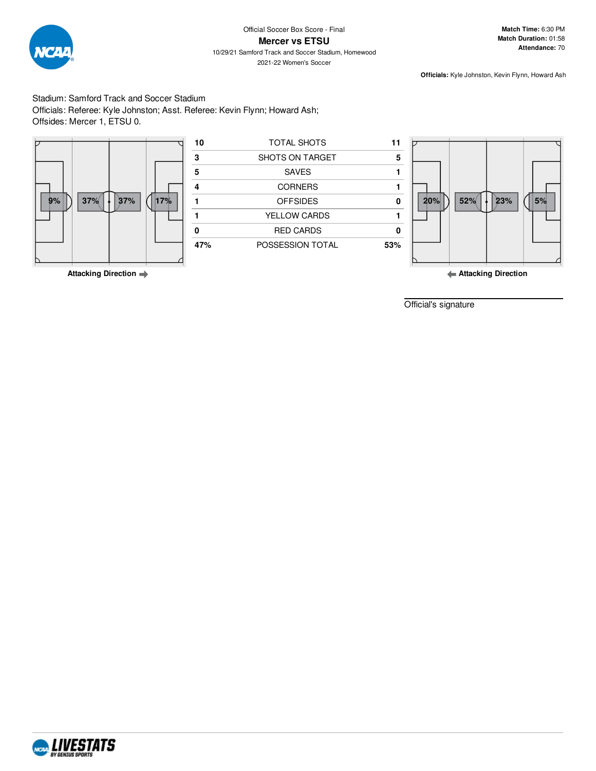Official Soccer Box Score - Final

# Mercer vs ETSU

10/29/21 Samford Track and Soccer Stadium, Homewood

2021-22 Women's Soccer

**Match Time:** 6:30 PM
**Match Duration:** 01:58
**Attendance:** 70

**Officials:** Kyle Johnston, Kevin Flynn, Howard Ash

Stadium: Samford Track and Soccer Stadium
Officials: Referee: Kyle Johnston; Asst. Referee: Kevin Flynn; Howard Ash;
Offsides: Mercer 1, ETSU 0.

Mercer field possession zones: 9% | 37% | 37% | 17%

**Attacking Direction** →

| Mercer | | ETSU |
|---|---|---|
| 10 | TOTAL SHOTS | 11 |
| 3 | SHOTS ON TARGET | 5 |
| 5 | SAVES | 1 |
| 4 | CORNERS | 1 |
| 1 | OFFSIDES | 0 |
| 1 | YELLOW CARDS | 1 |
| 0 | RED CARDS | 0 |
| 47% | POSSESSION TOTAL | 53% |

ETSU field possession zones: 20% | 52% | 23% | 5%

← **Attacking Direction**

Official's signature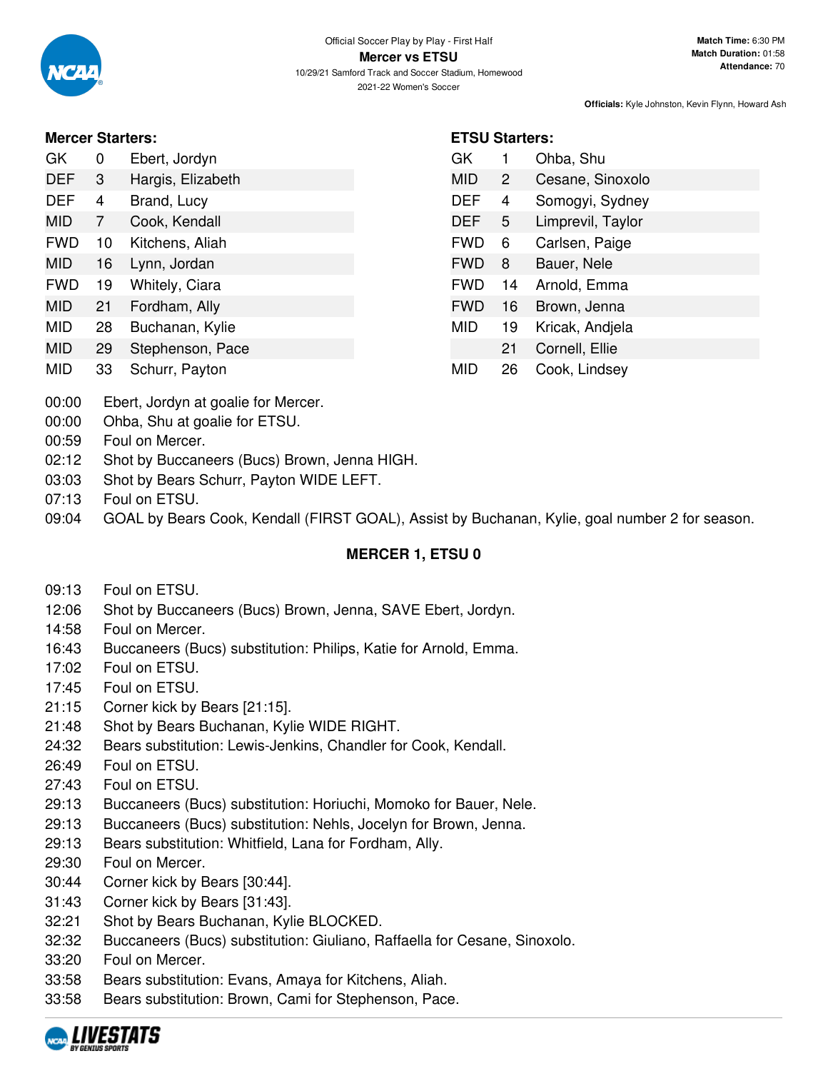Official Soccer Play by Play - First Half

**Mercer vs ETSU**

10/29/21 Samford Track and Soccer Stadium, Homewood

2021-22 Women's Soccer

**Match Time:** 6:30 PM
**Match Duration:** 01:58
**Attendance:** 70

**Officials:** Kyle Johnston, Kevin Flynn, Howard Ash

### Mercer Starters:

| Pos | # | Name |
|---|---|---|
| GK | 0 | Ebert, Jordyn |
| DEF | 3 | Hargis, Elizabeth |
| DEF | 4 | Brand, Lucy |
| MID | 7 | Cook, Kendall |
| FWD | 10 | Kitchens, Aliah |
| MID | 16 | Lynn, Jordan |
| FWD | 19 | Whitely, Ciara |
| MID | 21 | Fordham, Ally |
| MID | 28 | Buchanan, Kylie |
| MID | 29 | Stephenson, Pace |
| MID | 33 | Schurr, Payton |

### ETSU Starters:

| Pos | # | Name |
|---|---|---|
| GK | 1 | Ohba, Shu |
| MID | 2 | Cesane, Sinoxolo |
| DEF | 4 | Somogyi, Sydney |
| DEF | 5 | Limprevil, Taylor |
| FWD | 6 | Carlsen, Paige |
| FWD | 8 | Bauer, Nele |
| FWD | 14 | Arnold, Emma |
| FWD | 16 | Brown, Jenna |
| MID | 19 | Kricak, Andjela |
| | 21 | Cornell, Ellie |
| MID | 26 | Cook, Lindsey |

00:00 Ebert, Jordyn at goalie for Mercer.
00:00 Ohba, Shu at goalie for ETSU.
00:59 Foul on Mercer.
02:12 Shot by Buccaneers (Bucs) Brown, Jenna HIGH.
03:03 Shot by Bears Schurr, Payton WIDE LEFT.
07:13 Foul on ETSU.
09:04 GOAL by Bears Cook, Kendall (FIRST GOAL), Assist by Buchanan, Kylie, goal number 2 for season.

**MERCER 1, ETSU 0**

09:13 Foul on ETSU.
12:06 Shot by Buccaneers (Bucs) Brown, Jenna, SAVE Ebert, Jordyn.
14:58 Foul on Mercer.
16:43 Buccaneers (Bucs) substitution: Philips, Katie for Arnold, Emma.
17:02 Foul on ETSU.
17:45 Foul on ETSU.
21:15 Corner kick by Bears [21:15].
21:48 Shot by Bears Buchanan, Kylie WIDE RIGHT.
24:32 Bears substitution: Lewis-Jenkins, Chandler for Cook, Kendall.
26:49 Foul on ETSU.
27:43 Foul on ETSU.
29:13 Buccaneers (Bucs) substitution: Horiuchi, Momoko for Bauer, Nele.
29:13 Buccaneers (Bucs) substitution: Nehls, Jocelyn for Brown, Jenna.
29:13 Bears substitution: Whitfield, Lana for Fordham, Ally.
29:30 Foul on Mercer.
30:44 Corner kick by Bears [30:44].
31:43 Corner kick by Bears [31:43].
32:21 Shot by Bears Buchanan, Kylie BLOCKED.
32:32 Buccaneers (Bucs) substitution: Giuliano, Raffaella for Cesane, Sinoxolo.
33:20 Foul on Mercer.
33:58 Bears substitution: Evans, Amaya for Kitchens, Aliah.
33:58 Bears substitution: Brown, Cami for Stephenson, Pace.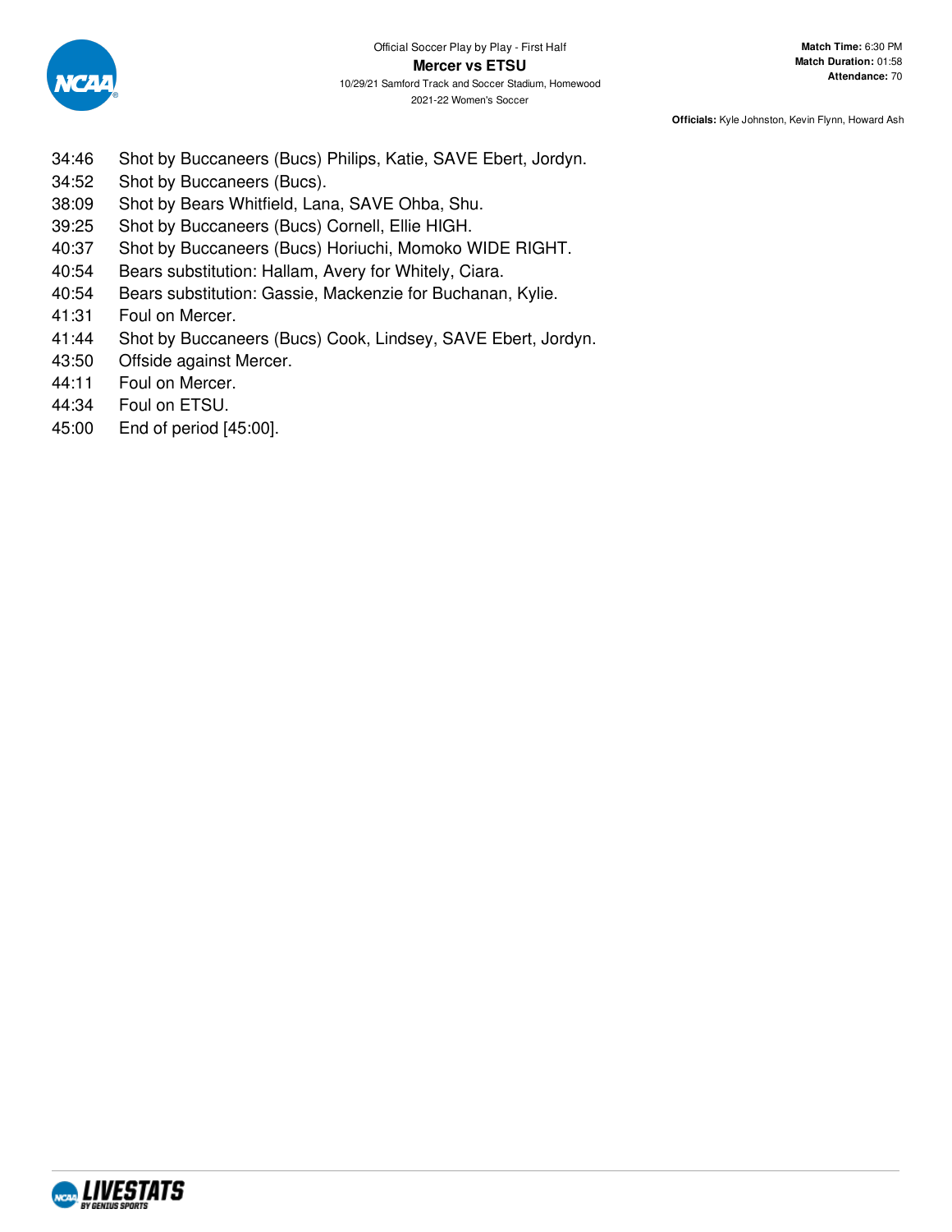Official Soccer Play by Play - First Half

**Mercer vs ETSU**

10/29/21 Samford Track and Soccer Stadium, Homewood

2021-22 Women's Soccer

**Match Time:** 6:30 PM
**Match Duration:** 01:58
**Attendance:** 70

**Officials:** Kyle Johnston, Kevin Flynn, Howard Ash

| | |
|---|---|
| 34:46 | Shot by Buccaneers (Bucs) Philips, Katie, SAVE Ebert, Jordyn. |
| 34:52 | Shot by Buccaneers (Bucs). |
| 38:09 | Shot by Bears Whitfield, Lana, SAVE Ohba, Shu. |
| 39:25 | Shot by Buccaneers (Bucs) Cornell, Ellie HIGH. |
| 40:37 | Shot by Buccaneers (Bucs) Horiuchi, Momoko WIDE RIGHT. |
| 40:54 | Bears substitution: Hallam, Avery for Whitely, Ciara. |
| 40:54 | Bears substitution: Gassie, Mackenzie for Buchanan, Kylie. |
| 41:31 | Foul on Mercer. |
| 41:44 | Shot by Buccaneers (Bucs) Cook, Lindsey, SAVE Ebert, Jordyn. |
| 43:50 | Offside against Mercer. |
| 44:11 | Foul on Mercer. |
| 44:34 | Foul on ETSU. |
| 45:00 | End of period [45:00]. |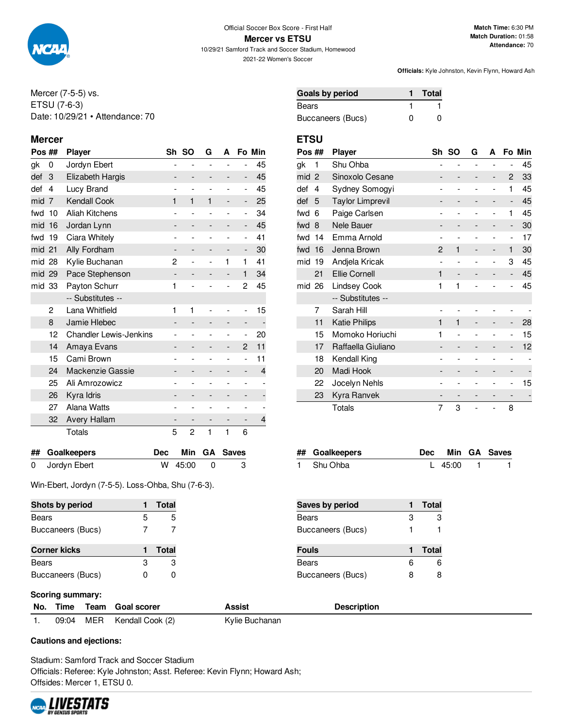Official Soccer Box Score - First Half

# Mercer vs ETSU

10/29/21 Samford Track and Soccer Stadium, Homewood

2021-22 Women's Soccer

**Match Time:** 6:30 PM
**Match Duration:** 01:58
**Attendance:** 70

**Officials:** Kyle Johnston, Kevin Flynn, Howard Ash

Mercer (7-5-5) vs.
ETSU (7-6-3)
Date: 10/29/21 • Attendance: 70

| Goals by period | 1 | Total |
|---|---|---|
| Bears | 1 | 1 |
| Buccaneers (Bucs) | 0 | 0 |

## Mercer

| Pos | ## | Player | Sh | SO | G | A | Fo | Min |
|---|---|---|---|---|---|---|---|---|
| gk | 0 | Jordyn Ebert | - | - | - | - | - | 45 |
| def | 3 | Elizabeth Hargis | - | - | - | - | - | 45 |
| def | 4 | Lucy Brand | - | - | - | - | - | 45 |
| mid | 7 | Kendall Cook | 1 | 1 | 1 | - | - | 25 |
| fwd | 10 | Aliah Kitchens | - | - | - | - | - | 34 |
| mid | 16 | Jordan Lynn | - | - | - | - | - | 45 |
| fwd | 19 | Ciara Whitely | - | - | - | - | - | 41 |
| mid | 21 | Ally Fordham | - | - | - | - | - | 30 |
| mid | 28 | Kylie Buchanan | 2 | - | - | 1 | 1 | 41 |
| mid | 29 | Pace Stephenson | - | - | - | - | 1 | 34 |
| mid | 33 | Payton Schurr | 1 | - | - | - | 2 | 45 |
| | | -- Substitutes -- | | | | | | |
| | 2 | Lana Whitfield | 1 | 1 | - | - | - | 15 |
| | 8 | Jamie Hlebec | - | - | - | - | - | - |
| | 12 | Chandler Lewis-Jenkins | - | - | - | - | - | 20 |
| | 14 | Amaya Evans | - | - | - | - | 2 | 11 |
| | 15 | Cami Brown | - | - | - | - | - | 11 |
| | 24 | Mackenzie Gassie | - | - | - | - | - | 4 |
| | 25 | Ali Amrozowicz | - | - | - | - | - | - |
| | 26 | Kyra Idris | - | - | - | - | - | - |
| | 27 | Alana Watts | - | - | - | - | - | - |
| | 32 | Avery Hallam | - | - | - | - | - | 4 |
| | | Totals | 5 | 2 | 1 | 1 | 6 | |

## ETSU

| Pos | ## | Player | Sh | SO | G | A | Fo | Min |
|---|---|---|---|---|---|---|---|---|
| gk | 1 | Shu Ohba | - | - | - | - | - | 45 |
| mid | 2 | Sinoxolo Cesane | - | - | - | - | 2 | 33 |
| def | 4 | Sydney Somogyi | - | - | - | - | 1 | 45 |
| def | 5 | Taylor Limprevil | - | - | - | - | - | 45 |
| fwd | 6 | Paige Carlsen | - | - | - | - | 1 | 45 |
| fwd | 8 | Nele Bauer | - | - | - | - | - | 30 |
| fwd | 14 | Emma Arnold | - | - | - | - | - | 17 |
| fwd | 16 | Jenna Brown | 2 | 1 | - | - | 1 | 30 |
| mid | 19 | Andjela Kricak | - | - | - | - | 3 | 45 |
| | 21 | Ellie Cornell | 1 | - | - | - | - | 45 |
| mid | 26 | Lindsey Cook | 1 | 1 | - | - | - | 45 |
| | | -- Substitutes -- | | | | | | |
| | 7 | Sarah Hill | - | - | - | - | - | - |
| | 11 | Katie Philips | 1 | 1 | - | - | - | 28 |
| | 15 | Momoko Horiuchi | 1 | - | - | - | - | 15 |
| | 17 | Raffaella Giuliano | - | - | - | - | - | 12 |
| | 18 | Kendall King | - | - | - | - | - | - |
| | 20 | Madi Hook | - | - | - | - | - | - |
| | 22 | Jocelyn Nehls | - | - | - | - | - | 15 |
| | 23 | Kyra Ranvek | - | - | - | - | - | - |
| | | Totals | 7 | 3 | - | - | 8 | |

| ## | Goalkeepers | Dec | Min | GA | Saves |
|---|---|---|---|---|---|
| 0 | Jordyn Ebert | W | 45:00 | 0 | 3 |

| ## | Goalkeepers | Dec | Min | GA | Saves |
|---|---|---|---|---|---|
| 1 | Shu Ohba | L | 45:00 | 1 | 1 |

Win-Ebert, Jordyn (7-5-5). Loss-Ohba, Shu (7-6-3).

| Shots by period | 1 | Total |
|---|---|---|
| Bears | 5 | 5 |
| Buccaneers (Bucs) | 7 | 7 |

| Saves by period | 1 | Total |
|---|---|---|
| Bears | 3 | 3 |
| Buccaneers (Bucs) | 1 | 1 |

| Corner kicks | 1 | Total |
|---|---|---|
| Bears | 3 | 3 |
| Buccaneers (Bucs) | 0 | 0 |

| Fouls | 1 | Total |
|---|---|---|
| Bears | 6 | 6 |
| Buccaneers (Bucs) | 8 | 8 |

**Scoring summary:**

| No. | Time | Team | Goal scorer | Assist | Description |
|---|---|---|---|---|---|
| 1. | 09:04 | MER | Kendall Cook (2) | Kylie Buchanan | |

**Cautions and ejections:**

Stadium: Samford Track and Soccer Stadium
Officials: Referee: Kyle Johnston; Asst. Referee: Kevin Flynn; Howard Ash;
Offsides: Mercer 1, ETSU 0.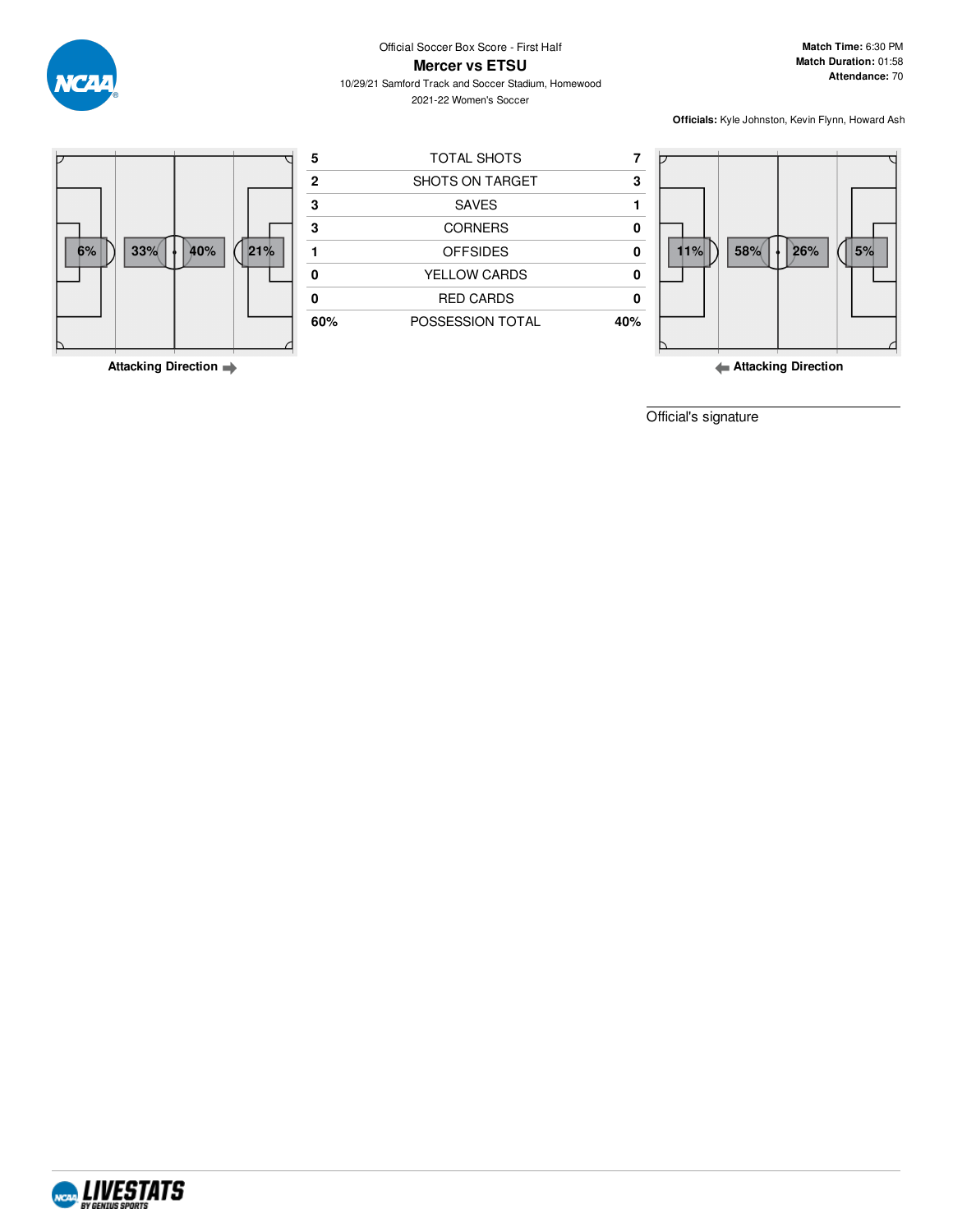Official Soccer Box Score - First Half

# Mercer vs ETSU

10/29/21 Samford Track and Soccer Stadium, Homewood

2021-22 Women's Soccer

**Match Time:** 6:30 PM
**Match Duration:** 01:58
**Attendance:** 70

**Officials:** Kyle Johnston, Kevin Flynn, Howard Ash

Mercer field zones: 6% | 33% | 40% | 21%

**Attacking Direction** →

| Mercer | | ETSU |
|---|---|---|
| 5 | TOTAL SHOTS | 7 |
| 2 | SHOTS ON TARGET | 3 |
| 3 | SAVES | 1 |
| 3 | CORNERS | 0 |
| 1 | OFFSIDES | 0 |
| 0 | YELLOW CARDS | 0 |
| 0 | RED CARDS | 0 |
| 60% | POSSESSION TOTAL | 40% |

ETSU field zones: 11% | 58% | 26% | 5%

← **Attacking Direction**

Official's signature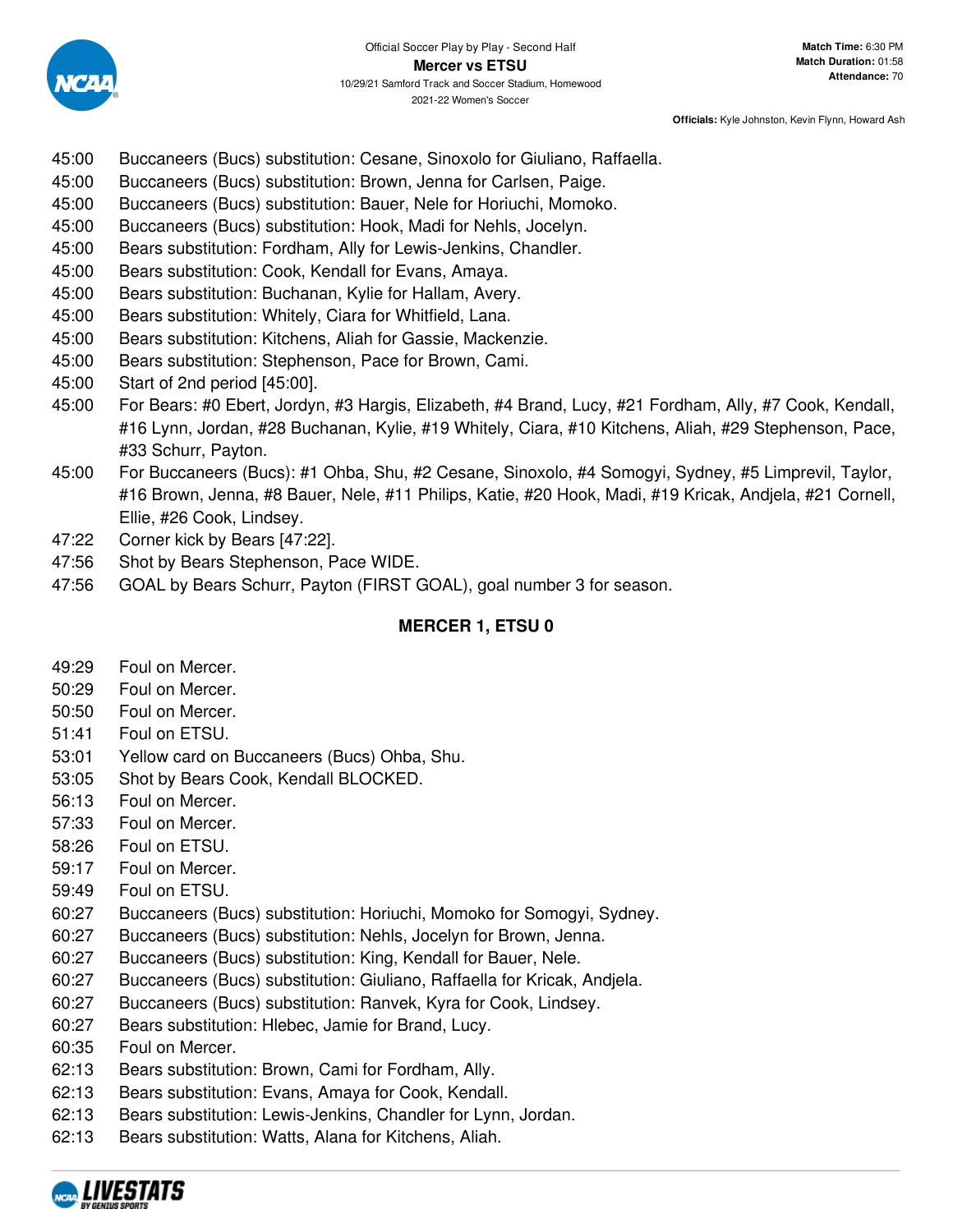Official Soccer Play by Play - Second Half

**Mercer vs ETSU**

10/29/21 Samford Track and Soccer Stadium, Homewood

2021-22 Women's Soccer

**Match Time:** 6:30 PM
**Match Duration:** 01:58
**Attendance:** 70

**Officials:** Kyle Johnston, Kevin Flynn, Howard Ash

45:00 Buccaneers (Bucs) substitution: Cesane, Sinoxolo for Giuliano, Raffaella.
45:00 Buccaneers (Bucs) substitution: Brown, Jenna for Carlsen, Paige.
45:00 Buccaneers (Bucs) substitution: Bauer, Nele for Horiuchi, Momoko.
45:00 Buccaneers (Bucs) substitution: Hook, Madi for Nehls, Jocelyn.
45:00 Bears substitution: Fordham, Ally for Lewis-Jenkins, Chandler.
45:00 Bears substitution: Cook, Kendall for Evans, Amaya.
45:00 Bears substitution: Buchanan, Kylie for Hallam, Avery.
45:00 Bears substitution: Whitely, Ciara for Whitfield, Lana.
45:00 Bears substitution: Kitchens, Aliah for Gassie, Mackenzie.
45:00 Bears substitution: Stephenson, Pace for Brown, Cami.
45:00 Start of 2nd period [45:00].
45:00 For Bears: #0 Ebert, Jordyn, #3 Hargis, Elizabeth, #4 Brand, Lucy, #21 Fordham, Ally, #7 Cook, Kendall, #16 Lynn, Jordan, #28 Buchanan, Kylie, #19 Whitely, Ciara, #10 Kitchens, Aliah, #29 Stephenson, Pace, #33 Schurr, Payton.
45:00 For Buccaneers (Bucs): #1 Ohba, Shu, #2 Cesane, Sinoxolo, #4 Somogyi, Sydney, #5 Limprevil, Taylor, #16 Brown, Jenna, #8 Bauer, Nele, #11 Philips, Katie, #20 Hook, Madi, #19 Kricak, Andjela, #21 Cornell, Ellie, #26 Cook, Lindsey.
47:22 Corner kick by Bears [47:22].
47:56 Shot by Bears Stephenson, Pace WIDE.
47:56 GOAL by Bears Schurr, Payton (FIRST GOAL), goal number 3 for season.

**MERCER 1, ETSU 0**

49:29 Foul on Mercer.
50:29 Foul on Mercer.
50:50 Foul on Mercer.
51:41 Foul on ETSU.
53:01 Yellow card on Buccaneers (Bucs) Ohba, Shu.
53:05 Shot by Bears Cook, Kendall BLOCKED.
56:13 Foul on Mercer.
57:33 Foul on Mercer.
58:26 Foul on ETSU.
59:17 Foul on Mercer.
59:49 Foul on ETSU.
60:27 Buccaneers (Bucs) substitution: Horiuchi, Momoko for Somogyi, Sydney.
60:27 Buccaneers (Bucs) substitution: Nehls, Jocelyn for Brown, Jenna.
60:27 Buccaneers (Bucs) substitution: King, Kendall for Bauer, Nele.
60:27 Buccaneers (Bucs) substitution: Giuliano, Raffaella for Kricak, Andjela.
60:27 Buccaneers (Bucs) substitution: Ranvek, Kyra for Cook, Lindsey.
60:27 Bears substitution: Hlebec, Jamie for Brand, Lucy.
60:35 Foul on Mercer.
62:13 Bears substitution: Brown, Cami for Fordham, Ally.
62:13 Bears substitution: Evans, Amaya for Cook, Kendall.
62:13 Bears substitution: Lewis-Jenkins, Chandler for Lynn, Jordan.
62:13 Bears substitution: Watts, Alana for Kitchens, Aliah.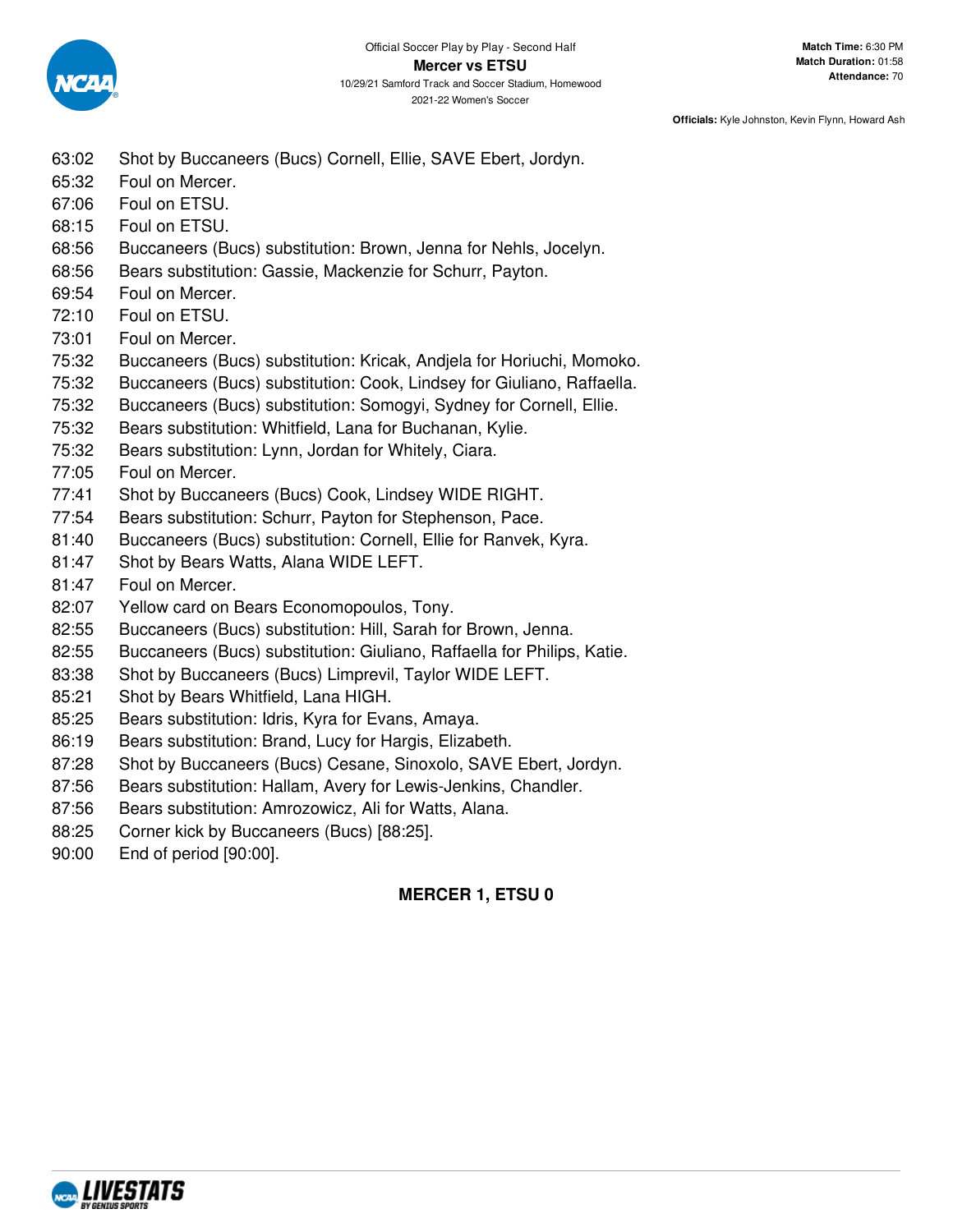Official Soccer Play by Play - Second Half

**Mercer vs ETSU**

10/29/21 Samford Track and Soccer Stadium, Homewood

2021-22 Women's Soccer

**Match Time:** 6:30 PM
**Match Duration:** 01:58
**Attendance:** 70

**Officials:** Kyle Johnston, Kevin Flynn, Howard Ash

| | |
|---|---|
| 63:02 | Shot by Buccaneers (Bucs) Cornell, Ellie, SAVE Ebert, Jordyn. |
| 65:32 | Foul on Mercer. |
| 67:06 | Foul on ETSU. |
| 68:15 | Foul on ETSU. |
| 68:56 | Buccaneers (Bucs) substitution: Brown, Jenna for Nehls, Jocelyn. |
| 68:56 | Bears substitution: Gassie, Mackenzie for Schurr, Payton. |
| 69:54 | Foul on Mercer. |
| 72:10 | Foul on ETSU. |
| 73:01 | Foul on Mercer. |
| 75:32 | Buccaneers (Bucs) substitution: Kricak, Andjela for Horiuchi, Momoko. |
| 75:32 | Buccaneers (Bucs) substitution: Cook, Lindsey for Giuliano, Raffaella. |
| 75:32 | Buccaneers (Bucs) substitution: Somogyi, Sydney for Cornell, Ellie. |
| 75:32 | Bears substitution: Whitfield, Lana for Buchanan, Kylie. |
| 75:32 | Bears substitution: Lynn, Jordan for Whitely, Ciara. |
| 77:05 | Foul on Mercer. |
| 77:41 | Shot by Buccaneers (Bucs) Cook, Lindsey WIDE RIGHT. |
| 77:54 | Bears substitution: Schurr, Payton for Stephenson, Pace. |
| 81:40 | Buccaneers (Bucs) substitution: Cornell, Ellie for Ranvek, Kyra. |
| 81:47 | Shot by Bears Watts, Alana WIDE LEFT. |
| 81:47 | Foul on Mercer. |
| 82:07 | Yellow card on Bears Economopoulos, Tony. |
| 82:55 | Buccaneers (Bucs) substitution: Hill, Sarah for Brown, Jenna. |
| 82:55 | Buccaneers (Bucs) substitution: Giuliano, Raffaella for Philips, Katie. |
| 83:38 | Shot by Buccaneers (Bucs) Limprevil, Taylor WIDE LEFT. |
| 85:21 | Shot by Bears Whitfield, Lana HIGH. |
| 85:25 | Bears substitution: Idris, Kyra for Evans, Amaya. |
| 86:19 | Bears substitution: Brand, Lucy for Hargis, Elizabeth. |
| 87:28 | Shot by Buccaneers (Bucs) Cesane, Sinoxolo, SAVE Ebert, Jordyn. |
| 87:56 | Bears substitution: Hallam, Avery for Lewis-Jenkins, Chandler. |
| 87:56 | Bears substitution: Amrozowicz, Ali for Watts, Alana. |
| 88:25 | Corner kick by Buccaneers (Bucs) [88:25]. |
| 90:00 | End of period [90:00]. |

**MERCER 1, ETSU 0**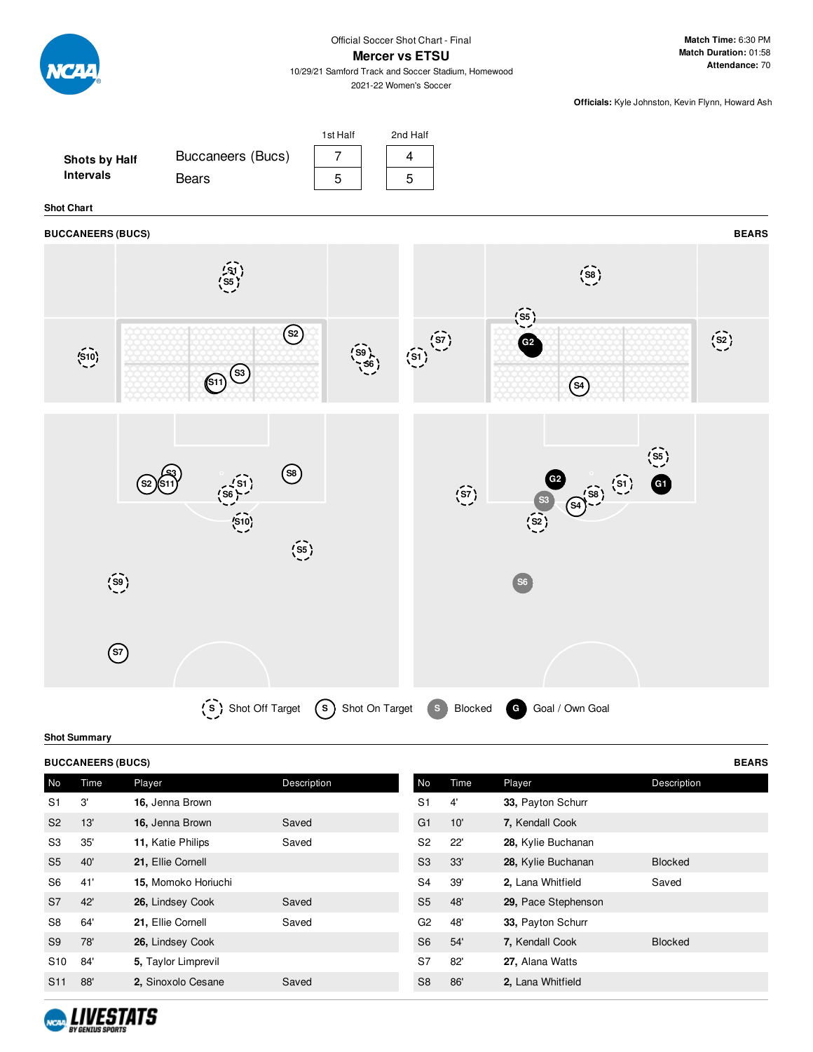Official Soccer Shot Chart - Final

# Mercer vs ETSU

10/29/21 Samford Track and Soccer Stadium, Homewood

2021-22 Women's Soccer

**Match Time:** 6:30 PM
**Match Duration:** 01:58
**Attendance:** 70

**Officials:** Kyle Johnston, Kevin Flynn, Howard Ash

**Shots by Half Intervals**

| | 1st Half | 2nd Half |
|---|---|---|
| Buccaneers (Bucs) | 7 | 4 |
| Bears | 5 | 5 |

## Shot Chart

BUCCANEERS (BUCS)

BEARS

S1 S5 S2 S10 S9 S6 S3 S11 S3 S2 S11 S8 S1 S6 S10 S5 S9 S7

S8 S5 S7 S2 S1 G2 S4 S5 G2 S1 G1 S3 S8 S4 S7 S2 S6

S Shot Off Target · S Shot On Target · S Blocked · G Goal / Own Goal

## Shot Summary

**BUCCANEERS (BUCS)**

| No | Time | Player | Description |
|---|---|---|---|
| S1 | 3' | 16, Jenna Brown | |
| S2 | 13' | 16, Jenna Brown | Saved |
| S3 | 35' | 11, Katie Philips | Saved |
| S5 | 40' | 21, Ellie Cornell | |
| S6 | 41' | 15, Momoko Horiuchi | |
| S7 | 42' | 26, Lindsey Cook | Saved |
| S8 | 64' | 21, Ellie Cornell | Saved |
| S9 | 78' | 26, Lindsey Cook | |
| S10 | 84' | 5, Taylor Limprevil | |
| S11 | 88' | 2, Sinoxolo Cesane | Saved |

**BEARS**

| No | Time | Player | Description |
|---|---|---|---|
| S1 | 4' | 33, Payton Schurr | |
| G1 | 10' | 7, Kendall Cook | |
| S2 | 22' | 28, Kylie Buchanan | |
| S3 | 33' | 28, Kylie Buchanan | Blocked |
| S4 | 39' | 2, Lana Whitfield | Saved |
| S5 | 48' | 29, Pace Stephenson | |
| G2 | 48' | 33, Payton Schurr | |
| S6 | 54' | 7, Kendall Cook | Blocked |
| S7 | 82' | 27, Alana Watts | |
| S8 | 86' | 2, Lana Whitfield | |